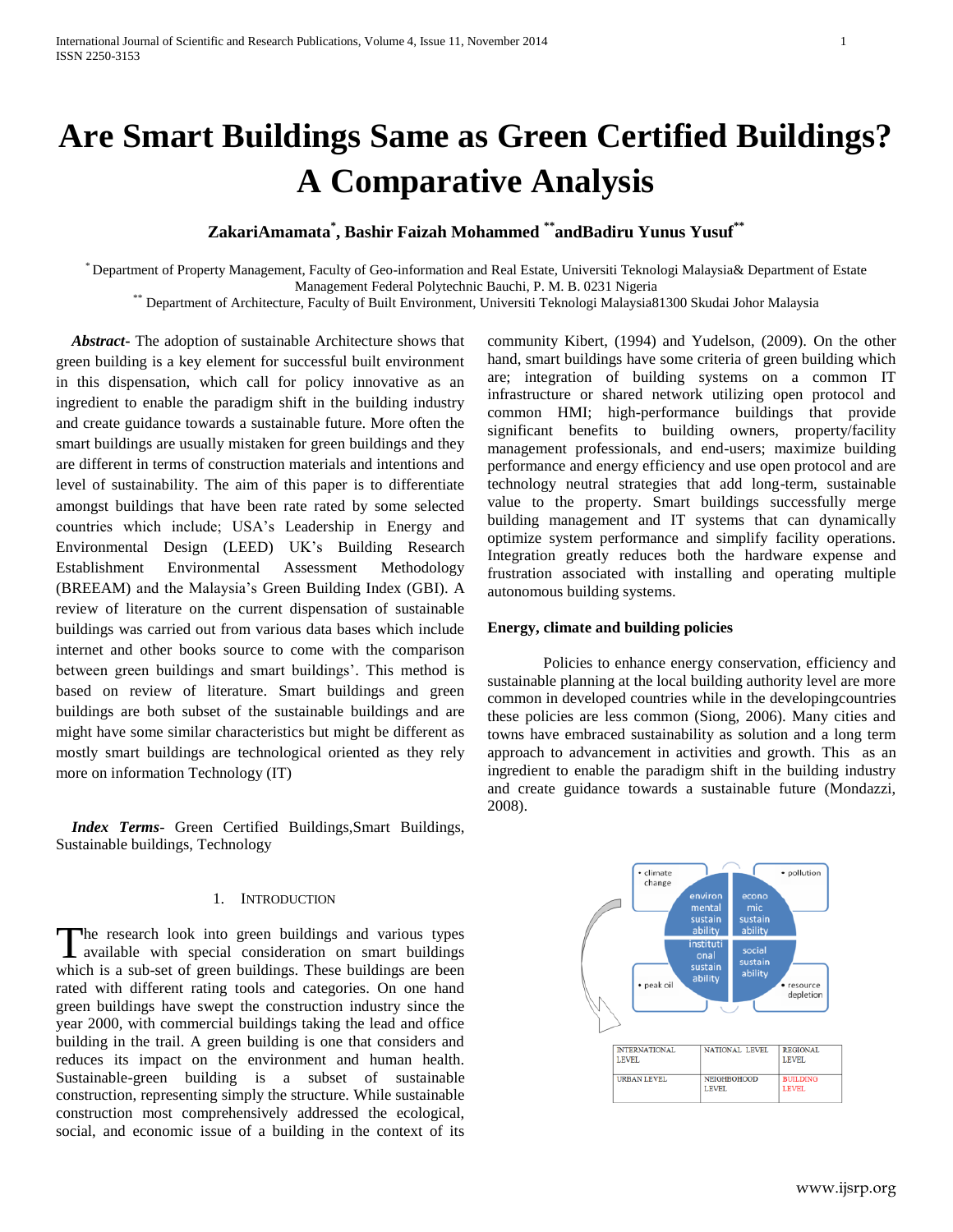# Are Smart Buildings Same as Green Certified Buildings? A Comparative Analysis

**ZakariAmamata[*], Bashir Faizah Mohammed [**]andBadiru Yunus Yusuf[**]**

[*] Department of Property Management, Faculty of Geo-information and Real Estate, Universiti Teknologi Malaysia& Department of Estate Management Federal Polytechnic Bauchi, P. M. B. 0231 Nigeria

[**] Department of Architecture, Faculty of Built Environment, Universiti Teknologi Malaysia81300 Skudai Johor Malaysia

***Abstract-*** The adoption of sustainable Architecture shows that green building is a key element for successful built environment in this dispensation, which call for policy innovative as an ingredient to enable the paradigm shift in the building industry and create guidance towards a sustainable future. More often the smart buildings are usually mistaken for green buildings and they are different in terms of construction materials and intentions and level of sustainability. The aim of this paper is to differentiate amongst buildings that have been rate rated by some selected countries which include; USA's Leadership in Energy and Environmental Design (LEED) UK's Building Research Establishment Environmental Assessment Methodology (BREEAM) and the Malaysia's Green Building Index (GBI). A review of literature on the current dispensation of sustainable buildings was carried out from various data bases which include internet and other books source to come with the comparison between green buildings and smart buildings'. This method is based on review of literature. Smart buildings and green buildings are both subset of the sustainable buildings and are might have some similar characteristics but might be different as mostly smart buildings are technological oriented as they rely more on information Technology (IT)

***Index Terms-*** Green Certified Buildings,Smart Buildings, Sustainable buildings, Technology

## 1. Introduction

The research look into green buildings and various types available with special consideration on smart buildings which is a sub-set of green buildings. These buildings are been rated with different rating tools and categories. On one hand green buildings have swept the construction industry since the year 2000, with commercial buildings taking the lead and office building in the trail. A green building is one that considers and reduces its impact on the environment and human health. Sustainable-green building is a subset of sustainable construction, representing simply the structure. While sustainable construction most comprehensively addressed the ecological, social, and economic issue of a building in the context of its community Kibert, (1994) and Yudelson, (2009). On the other hand, smart buildings have some criteria of green building which are; integration of building systems on a common IT infrastructure or shared network utilizing open protocol and common HMI; high-performance buildings that provide significant benefits to building owners, property/facility management professionals, and end-users; maximize building performance and energy efficiency and use open protocol and are technology neutral strategies that add long-term, sustainable value to the property. Smart buildings successfully merge building management and IT systems that can dynamically optimize system performance and simplify facility operations. Integration greatly reduces both the hardware expense and frustration associated with installing and operating multiple autonomous building systems.

### Energy, climate and building policies

Policies to enhance energy conservation, efficiency and sustainable planning at the local building authority level are more common in developed countries while in the developingcountries these policies are less common (Siong, 2006). Many cities and towns have embraced sustainability as solution and a long term approach to advancement in activities and growth. This as an ingredient to enable the paradigm shift in the building industry and create guidance towards a sustainable future (Mondazzi, 2008).

• climate change
• pollution
environmental sustainability
economic sustainability
institutional sustainability
social sustainability
• peak oil
• resource depletion

| | | |
|---|---|---|
| INTERNATIONAL LEVEL | NATIONAL LEVEL | REGIONAL LEVEL |
| URBAN LEVEL | NEIGHBOHOOD LEVEL | BUILDING LEVEL |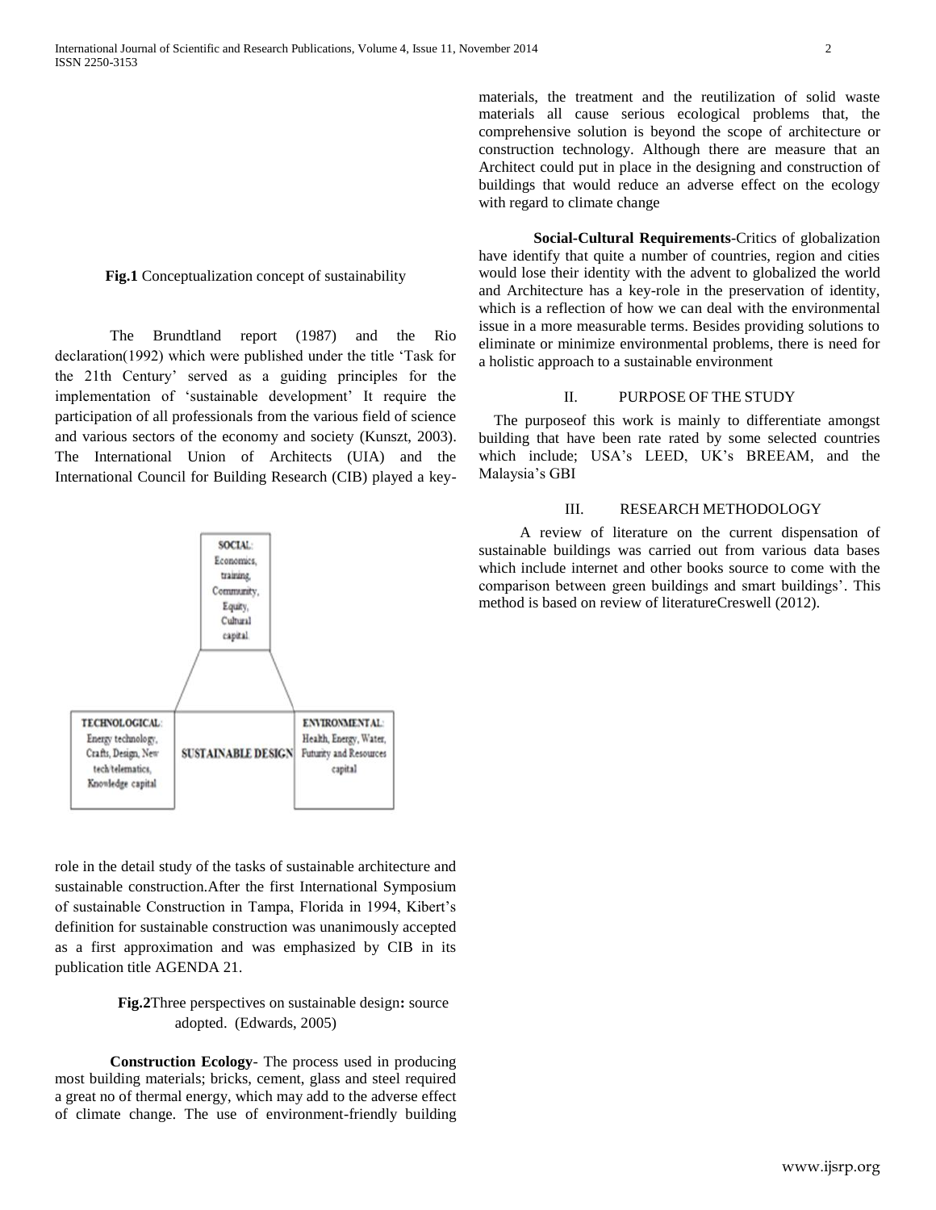**Fig.1** Conceptualization concept of sustainability

The Brundtland report (1987) and the Rio declaration(1992) which were published under the title 'Task for the 21th Century' served as a guiding principles for the implementation of 'sustainable development' It require the participation of all professionals from the various field of science and various sectors of the economy and society (Kunszt, 2003). The International Union of Architects (UIA) and the International Council for Building Research (CIB) played a key-role in the detail study of the tasks of sustainable architecture and sustainable construction.After the first International Symposium of sustainable Construction in Tampa, Florida in 1994, Kibert's definition for sustainable construction was unanimously accepted as a first approximation and was emphasized by CIB in its publication title AGENDA 21.

SOCIAL:
Economics,
training,
Community,
Equity,
Cultural
capital

TECHNOLOGICAL:
Energy technology,
Crafts, Design, New
tech/telematics,
Knowledge capital

SUSTAINABLE DESIGN

ENVIRONMENTAL:
Health, Energy, Water,
Futurity and Resources
capital

**Fig.2**Three perspectives on sustainable design**:** source adopted. (Edwards, 2005)

**Construction Ecology**- The process used in producing most building materials; bricks, cement, glass and steel required a great no of thermal energy, which may add to the adverse effect of climate change. The use of environment-friendly building materials, the treatment and the reutilization of solid waste materials all cause serious ecological problems that, the comprehensive solution is beyond the scope of architecture or construction technology. Although there are measure that an Architect could put in place in the designing and construction of buildings that would reduce an adverse effect on the ecology with regard to climate change

**Social-Cultural Requirements**-Critics of globalization have identify that quite a number of countries, region and cities would lose their identity with the advent to globalized the world and Architecture has a key-role in the preservation of identity, which is a reflection of how we can deal with the environmental issue in a more measurable terms. Besides providing solutions to eliminate or minimize environmental problems, there is need for a holistic approach to a sustainable environment

## II. PURPOSE OF THE STUDY

The purposeof this work is mainly to differentiate amongst building that have been rate rated by some selected countries which include; USA's LEED, UK's BREEAM, and the Malaysia's GBI

## III. RESEARCH METHODOLOGY

A review of literature on the current dispensation of sustainable buildings was carried out from various data bases which include internet and other books source to come with the comparison between green buildings and smart buildings'. This method is based on review of literatureCreswell (2012).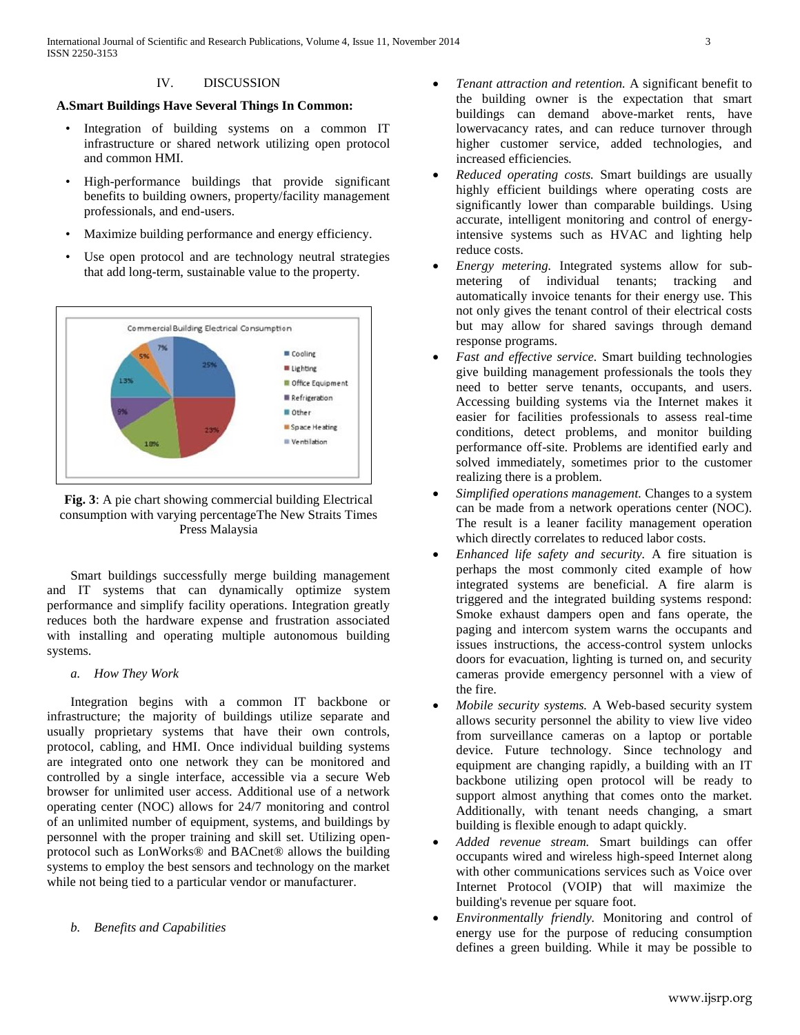## IV. DISCUSSION

### A. Smart Buildings Have Several Things In Common:

- Integration of building systems on a common IT infrastructure or shared network utilizing open protocol and common HMI.
- High-performance buildings that provide significant benefits to building owners, property/facility management professionals, and end-users.
- Maximize building performance and energy efficiency.
- Use open protocol and are technology neutral strategies that add long-term, sustainable value to the property.

Commercial Building Electrical Consumption

Cooling
Lighting
Office Equipment
Refrigeration
Other
Space Heating
Ventilation

25%
23%
18%
9%
13%
5%
7%

**Fig. 3**: A pie chart showing commercial building Electrical consumption with varying percentageThe New Straits Times Press Malaysia

Smart buildings successfully merge building management and IT systems that can dynamically optimize system performance and simplify facility operations. Integration greatly reduces both the hardware expense and frustration associated with installing and operating multiple autonomous building systems.

#### *a. How They Work*

Integration begins with a common IT backbone or infrastructure; the majority of buildings utilize separate and usually proprietary systems that have their own controls, protocol, cabling, and HMI. Once individual building systems are integrated onto one network they can be monitored and controlled by a single interface, accessible via a secure Web browser for unlimited user access. Additional use of a network operating center (NOC) allows for 24/7 monitoring and control of an unlimited number of equipment, systems, and buildings by personnel with the proper training and skill set. Utilizing open-protocol such as LonWorks® and BACnet® allows the building systems to employ the best sensors and technology on the market while not being tied to a particular vendor or manufacturer.

#### *b. Benefits and Capabilities*

- *Tenant attraction and retention.* A significant benefit to the building owner is the expectation that smart buildings can demand above-market rents, have lowervacancy rates, and can reduce turnover through higher customer service, added technologies, and increased efficiencies.
- *Reduced operating costs.* Smart buildings are usually highly efficient buildings where operating costs are significantly lower than comparable buildings. Using accurate, intelligent monitoring and control of energy-intensive systems such as HVAC and lighting help reduce costs.
- *Energy metering.* Integrated systems allow for sub-metering of individual tenants; tracking and automatically invoice tenants for their energy use. This not only gives the tenant control of their electrical costs but may allow for shared savings through demand response programs.
- *Fast and effective service.* Smart building technologies give building management professionals the tools they need to better serve tenants, occupants, and users. Accessing building systems via the Internet makes it easier for facilities professionals to assess real-time conditions, detect problems, and monitor building performance off-site. Problems are identified early and solved immediately, sometimes prior to the customer realizing there is a problem.
- *Simplified operations management.* Changes to a system can be made from a network operations center (NOC). The result is a leaner facility management operation which directly correlates to reduced labor costs.
- *Enhanced life safety and security.* A fire situation is perhaps the most commonly cited example of how integrated systems are beneficial. A fire alarm is triggered and the integrated building systems respond: Smoke exhaust dampers open and fans operate, the paging and intercom system warns the occupants and issues instructions, the access-control system unlocks doors for evacuation, lighting is turned on, and security cameras provide emergency personnel with a view of the fire.
- *Mobile security systems.* A Web-based security system allows security personnel the ability to view live video from surveillance cameras on a laptop or portable device. Future technology. Since technology and equipment are changing rapidly, a building with an IT backbone utilizing open protocol will be ready to support almost anything that comes onto the market. Additionally, with tenant needs changing, a smart building is flexible enough to adapt quickly.
- *Added revenue stream.* Smart buildings can offer occupants wired and wireless high-speed Internet along with other communications services such as Voice over Internet Protocol (VOIP) that will maximize the building's revenue per square foot.
- *Environmentally friendly.* Monitoring and control of energy use for the purpose of reducing consumption defines a green building. While it may be possible to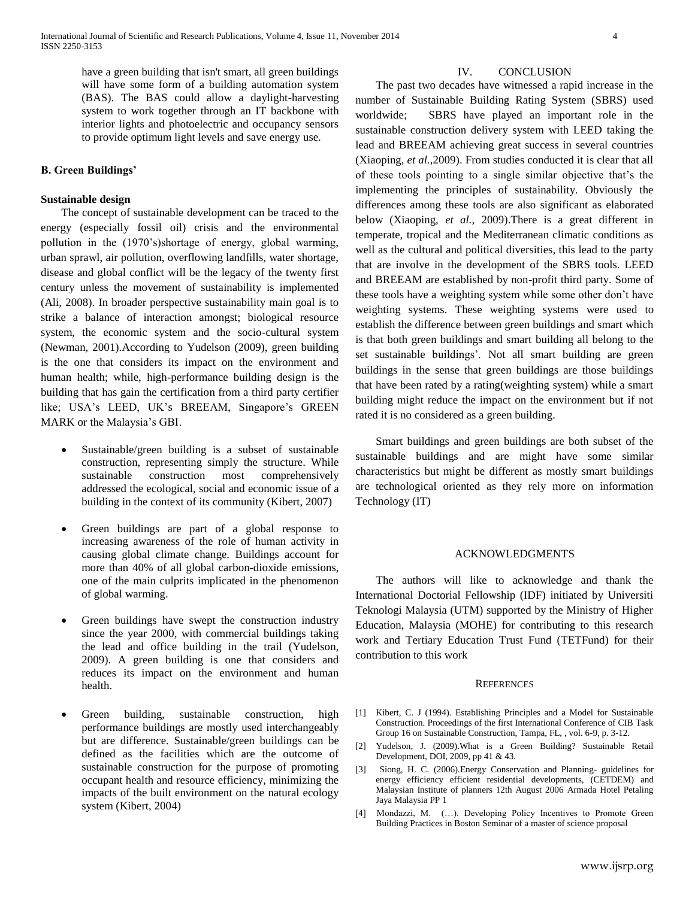have a green building that isn't smart, all green buildings will have some form of a building automation system (BAS). The BAS could allow a daylight-harvesting system to work together through an IT backbone with interior lights and photoelectric and occupancy sensors to provide optimum light levels and save energy use.

### B. Green Buildings'

**Sustainable design**

The concept of sustainable development can be traced to the energy (especially fossil oil) crisis and the environmental pollution in the (1970's)shortage of energy, global warming, urban sprawl, air pollution, overflowing landfills, water shortage, disease and global conflict will be the legacy of the twenty first century unless the movement of sustainability is implemented (Ali, 2008). In broader perspective sustainability main goal is to strike a balance of interaction amongst; biological resource system, the economic system and the socio-cultural system (Newman, 2001).According to Yudelson (2009), green building is the one that considers its impact on the environment and human health; while, high-performance building design is the building that has gain the certification from a third party certifier like; USA's LEED, UK's BREEAM, Singapore's GREEN MARK or the Malaysia's GBI.

- Sustainable/green building is a subset of sustainable construction, representing simply the structure. While sustainable construction most comprehensively addressed the ecological, social and economic issue of a building in the context of its community (Kibert, 2007)
- Green buildings are part of a global response to increasing awareness of the role of human activity in causing global climate change. Buildings account for more than 40% of all global carbon-dioxide emissions, one of the main culprits implicated in the phenomenon of global warming.
- Green buildings have swept the construction industry since the year 2000, with commercial buildings taking the lead and office building in the trail (Yudelson, 2009). A green building is one that considers and reduces its impact on the environment and human health.
- Green building, sustainable construction, high performance buildings are mostly used interchangeably but are difference. Sustainable/green buildings can be defined as the facilities which are the outcome of sustainable construction for the purpose of promoting occupant health and resource efficiency, minimizing the impacts of the built environment on the natural ecology system (Kibert, 2004)

## IV. CONCLUSION

The past two decades have witnessed a rapid increase in the number of Sustainable Building Rating System (SBRS) used worldwide; SBRS have played an important role in the sustainable construction delivery system with LEED taking the lead and BREEAM achieving great success in several countries (Xiaoping, *et al.*,2009). From studies conducted it is clear that all of these tools pointing to a single similar objective that's the implementing the principles of sustainability. Obviously the differences among these tools are also significant as elaborated below (Xiaoping, *et al.,* 2009).There is a great different in temperate, tropical and the Mediterranean climatic conditions as well as the cultural and political diversities, this lead to the party that are involve in the development of the SBRS tools. LEED and BREEAM are established by non-profit third party. Some of these tools have a weighting system while some other don't have weighting systems. These weighting systems were used to establish the difference between green buildings and smart which is that both green buildings and smart building all belong to the set sustainable buildings'. Not all smart building are green buildings in the sense that green buildings are those buildings that have been rated by a rating(weighting system) while a smart building might reduce the impact on the environment but if not rated it is no considered as a green building.

Smart buildings and green buildings are both subset of the sustainable buildings and are might have some similar characteristics but might be different as mostly smart buildings are technological oriented as they rely more on information Technology (IT)

## ACKNOWLEDGMENTS

The authors will like to acknowledge and thank the International Doctorial Fellowship (IDF) initiated by Universiti Teknologi Malaysia (UTM) supported by the Ministry of Higher Education, Malaysia (MOHE) for contributing to this research work and Tertiary Education Trust Fund (TETFund) for their contribution to this work

## REFERENCES

[1] Kibert, C. J (1994). Establishing Principles and a Model for Sustainable Construction. Proceedings of the first International Conference of CIB Task Group 16 on Sustainable Construction, Tampa, FL, , vol. 6-9, p. 3-12.

[2] Yudelson, J. (2009).What is a Green Building? Sustainable Retail Development, DOI, 2009, pp 41 & 43.

[3] Siong, H. C. (2006).Energy Conservation and Planning- guidelines for energy efficiency efficient residential developments, (CETDEM) and Malaysian Institute of planners 12th August 2006 Armada Hotel Petaling Jaya Malaysia PP 1

[4] Mondazzi, M. (…). Developing Policy Incentives to Promote Green Building Practices in Boston Seminar of a master of science proposal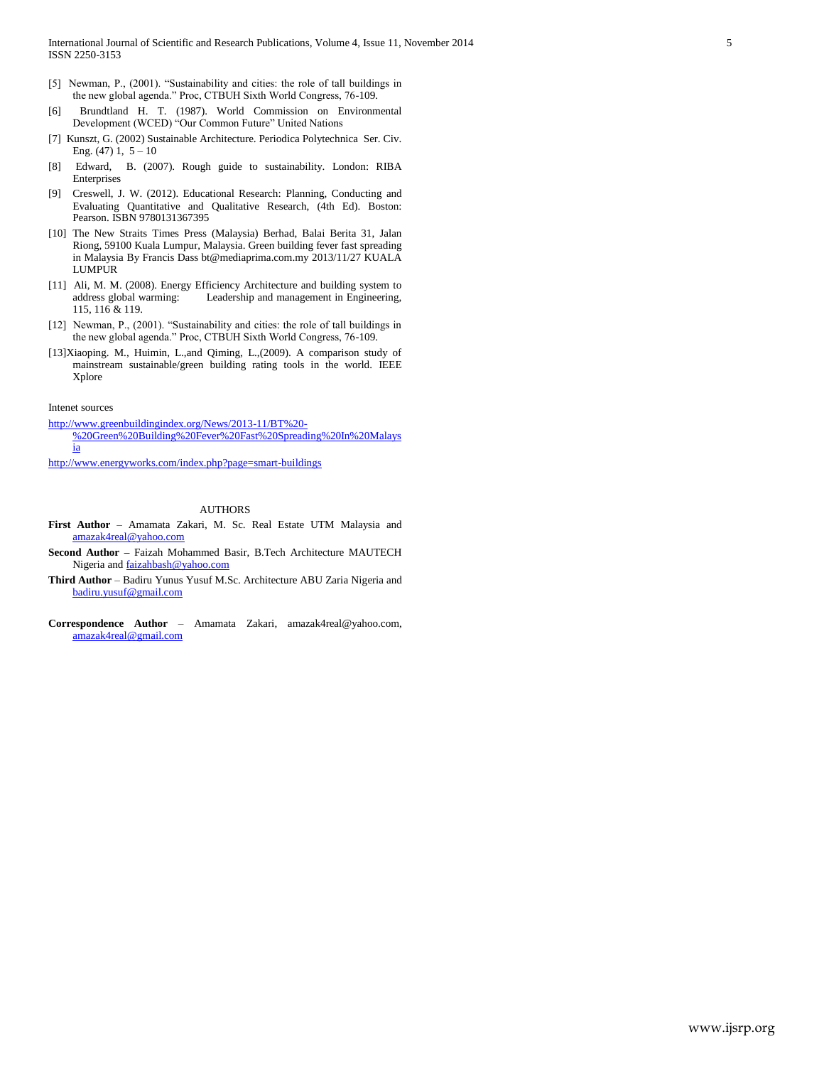[5] Newman, P., (2001). "Sustainability and cities: the role of tall buildings in the new global agenda." Proc, CTBUH Sixth World Congress, 76-109.

[6] Brundtland H. T. (1987). World Commission on Environmental Development (WCED) "Our Common Future" United Nations

[7] Kunszt, G. (2002) Sustainable Architecture. Periodica Polytechnica Ser. Civ. Eng. (47) 1, 5 – 10

[8] Edward, B. (2007). Rough guide to sustainability. London: RIBA Enterprises

[9] Creswell, J. W. (2012). Educational Research: Planning, Conducting and Evaluating Quantitative and Qualitative Research, (4th Ed). Boston: Pearson. ISBN 9780131367395

[10] The New Straits Times Press (Malaysia) Berhad, Balai Berita 31, Jalan Riong, 59100 Kuala Lumpur, Malaysia. Green building fever fast spreading in Malaysia By Francis Dass bt@mediaprima.com.my 2013/11/27 KUALA LUMPUR

[11] Ali, M. M. (2008). Energy Efficiency Architecture and building system to address global warming: Leadership and management in Engineering, 115, 116 & 119.

[12] Newman, P., (2001). "Sustainability and cities: the role of tall buildings in the new global agenda." Proc, CTBUH Sixth World Congress, 76-109.

[13]Xiaoping. M., Huimin, L.,and Qiming, L.,(2009). A comparison study of mainstream sustainable/green building rating tools in the world. IEEE Xplore

Intenet sources

http://www.greenbuildingindex.org/News/2013-11/BT%20-%20Green%20Building%20Fever%20Fast%20Spreading%20In%20Malaysia

http://www.energyworks.com/index.php?page=smart-buildings

AUTHORS

**First Author** – Amamata Zakari, M. Sc. Real Estate UTM Malaysia and amazak4real@yahoo.com

**Second Author –** Faizah Mohammed Basir, B.Tech Architecture MAUTECH Nigeria and faizahbash@yahoo.com

**Third Author** – Badiru Yunus Yusuf M.Sc. Architecture ABU Zaria Nigeria and badiru.yusuf@gmail.com

**Correspondence Author** – Amamata Zakari, amazak4real@yahoo.com, amazak4real@gmail.com